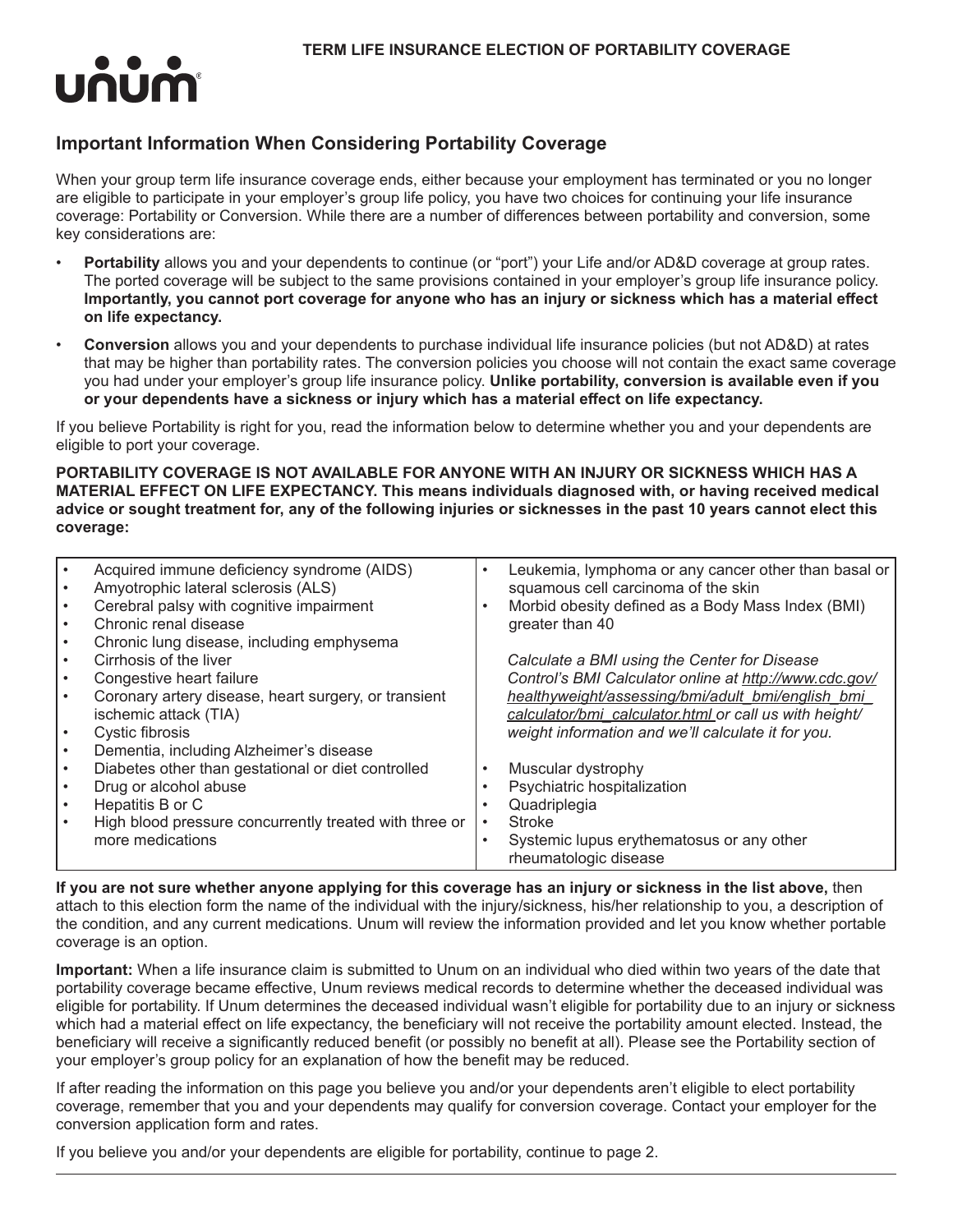# TERM LIFE INSURANCE ELECTION OF PORTABILITY COVERAGE

unum

## Important Information When Considering Portability Coverage

When your group term life insurance coverage ends, either because your employment has terminated or you no longer are eligible to participate in your employer's group life policy, you have two choices for continuing your life insurance coverage: Portability or Conversion. While there are a number of differences between portability and conversion, some key considerations are:

- **Portability** allows you and your dependents to continue (or "port") your Life and/or AD&D coverage at group rates. The ported coverage will be subject to the same provisions contained in your employer's group life insurance policy. **Importantly, you cannot port coverage for anyone who has an injury or sickness which has a material effect on life expectancy.**
- **Conversion** allows you and your dependents to purchase individual life insurance policies (but not AD&D) at rates that may be higher than portability rates. The conversion policies you choose will not contain the exact same coverage you had under your employer's group life insurance policy. **Unlike portability, conversion is available even if you or your dependents have a sickness or injury which has a material effect on life expectancy.**

If you believe Portability is right for you, read the information below to determine whether you and your dependents are eligible to port your coverage.

**PORTABILITY COVERAGE IS NOT AVAILABLE FOR ANYONE WITH AN INJURY OR SICKNESS WHICH HAS A MATERIAL EFFECT ON LIFE EXPECTANCY. This means individuals diagnosed with, or having received medical advice or sought treatment for, any of the following injuries or sicknesses in the past 10 years cannot elect this coverage:**

- Acquired immune deficiency syndrome (AIDS)
- Amyotrophic lateral sclerosis (ALS)
- Cerebral palsy with cognitive impairment
- Chronic renal disease
- Chronic lung disease, including emphysema
- Cirrhosis of the liver
- Congestive heart failure
- Coronary artery disease, heart surgery, or transient ischemic attack (TIA)
- Cystic fibrosis
- Dementia, including Alzheimer's disease
- Diabetes other than gestational or diet controlled
- Drug or alcohol abuse
- Hepatitis B or C
- High blood pressure concurrently treated with three or more medications
- Leukemia, lymphoma or any cancer other than basal or squamous cell carcinoma of the skin
- Morbid obesity defined as a Body Mass Index (BMI) greater than 40

  *Calculate a BMI using the Center for Disease Control's BMI Calculator online at http://www.cdc.gov/healthyweight/assessing/bmi/adult_bmi/english_bmi_calculator/bmi_calculator.html or call us with height/weight information and we'll calculate it for you.*

- Muscular dystrophy
- Psychiatric hospitalization
- Quadriplegia
- Stroke
- Systemic lupus erythematosus or any other rheumatologic disease

**If you are not sure whether anyone applying for this coverage has an injury or sickness in the list above,** then attach to this election form the name of the individual with the injury/sickness, his/her relationship to you, a description of the condition, and any current medications. Unum will review the information provided and let you know whether portable coverage is an option.

**Important:** When a life insurance claim is submitted to Unum on an individual who died within two years of the date that portability coverage became effective, Unum reviews medical records to determine whether the deceased individual was eligible for portability. If Unum determines the deceased individual wasn't eligible for portability due to an injury or sickness which had a material effect on life expectancy, the beneficiary will not receive the portability amount elected. Instead, the beneficiary will receive a significantly reduced benefit (or possibly no benefit at all). Please see the Portability section of your employer's group policy for an explanation of how the benefit may be reduced.

If after reading the information on this page you believe you and/or your dependents aren't eligible to elect portability coverage, remember that you and your dependents may qualify for conversion coverage. Contact your employer for the conversion application form and rates.

If you believe you and/or your dependents are eligible for portability, continue to page 2.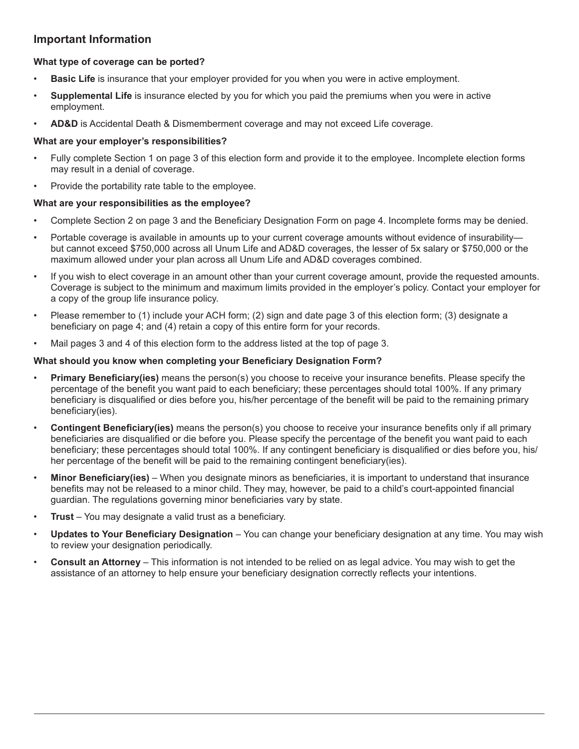## Important Information

**What type of coverage can be ported?**

- **Basic Life** is insurance that your employer provided for you when you were in active employment.
- **Supplemental Life** is insurance elected by you for which you paid the premiums when you were in active employment.
- **AD&D** is Accidental Death & Dismemberment coverage and may not exceed Life coverage.

**What are your employer's responsibilities?**

- Fully complete Section 1 on page 3 of this election form and provide it to the employee. Incomplete election forms may result in a denial of coverage.
- Provide the portability rate table to the employee.

**What are your responsibilities as the employee?**

- Complete Section 2 on page 3 and the Beneficiary Designation Form on page 4. Incomplete forms may be denied.
- Portable coverage is available in amounts up to your current coverage amounts without evidence of insurability—but cannot exceed $750,000 across all Unum Life and AD&D coverages, the lesser of 5x salary or $750,000 or the maximum allowed under your plan across all Unum Life and AD&D coverages combined.
- If you wish to elect coverage in an amount other than your current coverage amount, provide the requested amounts. Coverage is subject to the minimum and maximum limits provided in the employer's policy. Contact your employer for a copy of the group life insurance policy.
- Please remember to (1) include your ACH form; (2) sign and date page 3 of this election form; (3) designate a beneficiary on page 4; and (4) retain a copy of this entire form for your records.
- Mail pages 3 and 4 of this election form to the address listed at the top of page 3.

**What should you know when completing your Beneficiary Designation Form?**

- **Primary Beneficiary(ies)** means the person(s) you choose to receive your insurance benefits. Please specify the percentage of the benefit you want paid to each beneficiary; these percentages should total 100%. If any primary beneficiary is disqualified or dies before you, his/her percentage of the benefit will be paid to the remaining primary beneficiary(ies).
- **Contingent Beneficiary(ies)** means the person(s) you choose to receive your insurance benefits only if all primary beneficiaries are disqualified or die before you. Please specify the percentage of the benefit you want paid to each beneficiary; these percentages should total 100%. If any contingent beneficiary is disqualified or dies before you, his/her percentage of the benefit will be paid to the remaining contingent beneficiary(ies).
- **Minor Beneficiary(ies)** – When you designate minors as beneficiaries, it is important to understand that insurance benefits may not be released to a minor child. They may, however, be paid to a child's court-appointed financial guardian. The regulations governing minor beneficiaries vary by state.
- **Trust** – You may designate a valid trust as a beneficiary.
- **Updates to Your Beneficiary Designation** – You can change your beneficiary designation at any time. You may wish to review your designation periodically.
- **Consult an Attorney** – This information is not intended to be relied on as legal advice. You may wish to get the assistance of an attorney to help ensure your beneficiary designation correctly reflects your intentions.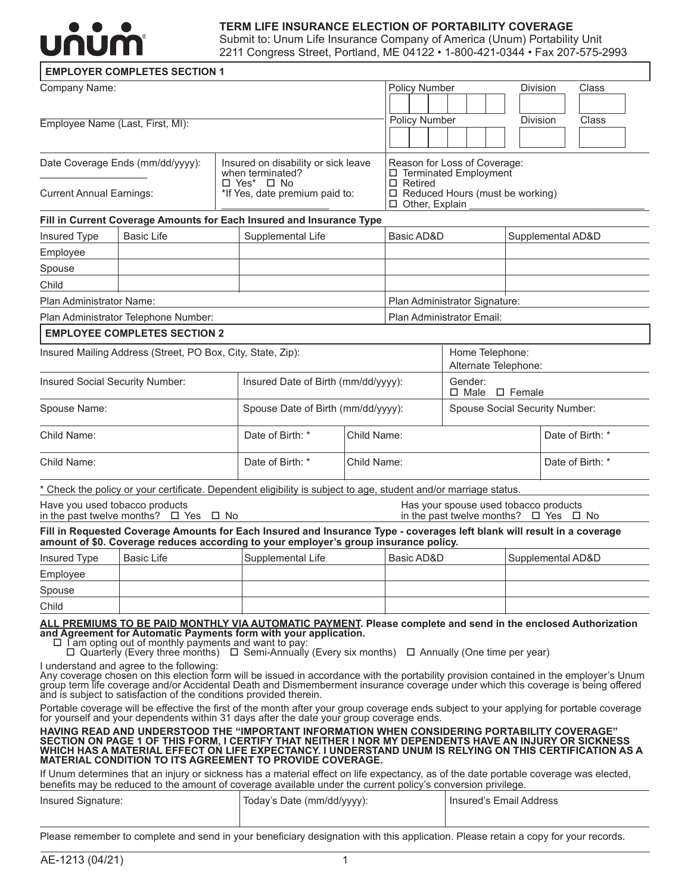unum

## TERM LIFE INSURANCE ELECTION OF PORTABILITY COVERAGE

Submit to: Unum Life Insurance Company of America (Unum) Portability Unit
2211 Congress Street, Portland, ME 04122 • 1-800-421-0344 • Fax 207-575-2993

### EMPLOYER COMPLETES SECTION 1

| Company Name: | Policy Number | Division | Class |
|---|---|---|---|
| Employee Name (Last, First, MI): | Policy Number | Division | Class |

| Date Coverage Ends (mm/dd/yyyy): ___________________ | Insured on disability or sick leave when terminated? ☐ Yes* ☐ No | Reason for Loss of Coverage: ☐ Terminated Employment ☐ Retired ☐ Reduced Hours (must be working) ☐ Other, Explain ________________________________ |
|---|---|---|
| Current Annual Earnings: | *If Yes, date premium paid to: ____________________ | |

**Fill in Current Coverage Amounts for Each Insured and Insurance Type**

| Insured Type | Basic Life | Supplemental Life | Basic AD&D | Supplemental AD&D |
|---|---|---|---|---|
| Employee | | | | |
| Spouse | | | | |
| Child | | | | |

| Plan Administrator Name: | Plan Administrator Signature: |
|---|---|
| Plan Administrator Telephone Number: | Plan Administrator Email: |

### EMPLOYEE COMPLETES SECTION 2

| Insured Mailing Address (Street, PO Box, City, State, Zip): | | Home Telephone: Alternate Telephone: |
|---|---|---|
| Insured Social Security Number: | Insured Date of Birth (mm/dd/yyyy): | Gender: ☐ Male ☐ Female |
| Spouse Name: | Spouse Date of Birth (mm/dd/yyyy): | Spouse Social Security Number: |

| Child Name: | Date of Birth: * | Child Name: | Date of Birth: * |
|---|---|---|---|
| Child Name: | Date of Birth: * | Child Name: | Date of Birth: * |

\* Check the policy or your certificate. Dependent eligibility is subject to age, student and/or marriage status.

Have you used tobacco products in the past twelve months? ☐ Yes ☐ No

Has your spouse used tobacco products in the past twelve months? ☐ Yes ☐ No

**Fill in Requested Coverage Amounts for Each Insured and Insurance Type - coverages left blank will result in a coverage amount of $0. Coverage reduces according to your employer's group insurance policy.**

| Insured Type | Basic Life | Supplemental Life | Basic AD&D | Supplemental AD&D |
|---|---|---|---|---|
| Employee | | | | |
| Spouse | | | | |
| Child | | | | |

**ALL PREMIUMS TO BE PAID MONTHLY VIA AUTOMATIC PAYMENT. Please complete and send in the enclosed Authorization and Agreement for Automatic Payments form with your application.**

☐ I am opting out of monthly payments and want to pay:
☐ Quarterly (Every three months) ☐ Semi-Annually (Every six months) ☐ Annually (One time per year)

I understand and agree to the following:
Any coverage chosen on this election form will be issued in accordance with the portability provision contained in the employer's Unum group term life coverage and/or Accidental Death and Dismemberment insurance coverage under which this coverage is being offered and is subject to satisfaction of the conditions provided therein.

Portable coverage will be effective the first of the month after your group coverage ends subject to your applying for portable coverage for yourself and your dependents within 31 days after the date your group coverage ends.

**HAVING READ AND UNDERSTOOD THE "IMPORTANT INFORMATION WHEN CONSIDERING PORTABILITY COVERAGE" SECTION ON PAGE 1 OF THIS FORM, I CERTIFY THAT NEITHER I NOR MY DEPENDENTS HAVE AN INJURY OR SICKNESS WHICH HAS A MATERIAL EFFECT ON LIFE EXPECTANCY. I UNDERSTAND UNUM IS RELYING ON THIS CERTIFICATION AS A MATERIAL CONDITION TO ITS AGREEMENT TO PROVIDE COVERAGE.**

If Unum determines that an injury or sickness has a material effect on life expectancy, as of the date portable coverage was elected, benefits may be reduced to the amount of coverage available under the current policy's conversion privilege.

| Insured Signature: | Today's Date (mm/dd/yyyy): | Insured's Email Address |
|---|---|---|
| | | |

Please remember to complete and send in your beneficiary designation with this application. Please retain a copy for your records.

AE-1213 (04/21)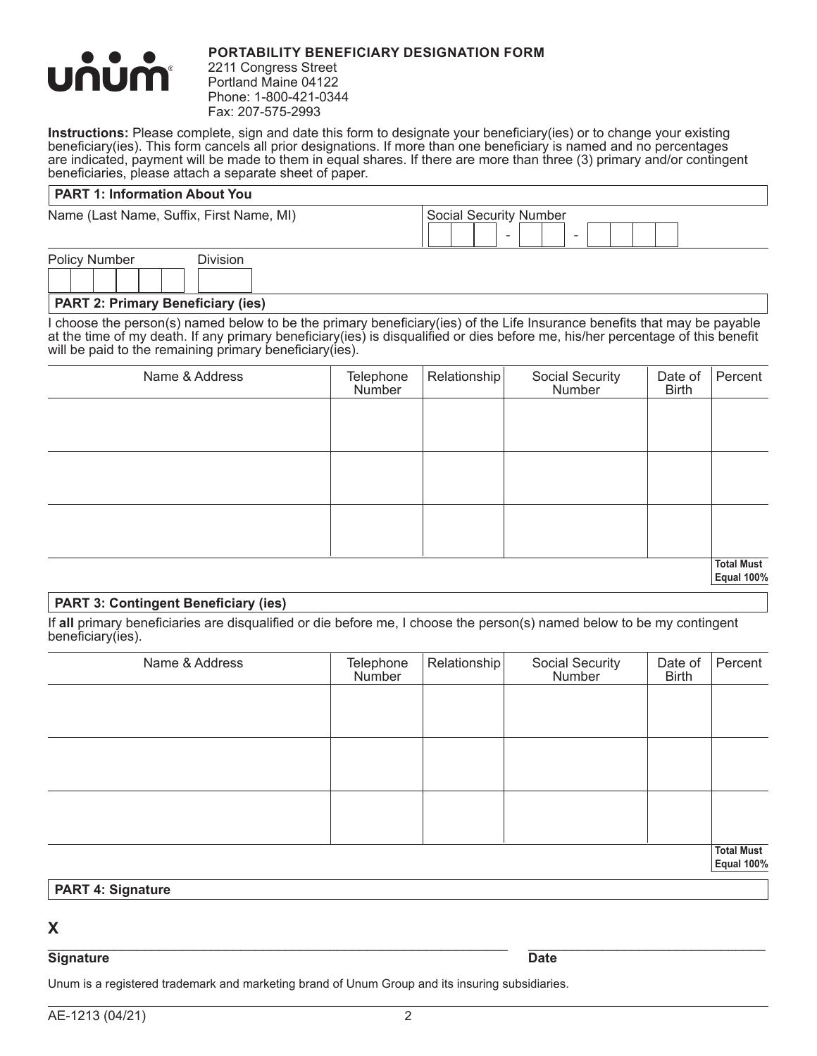**unum**

**PORTABILITY BENEFICIARY DESIGNATION FORM**
2211 Congress Street
Portland Maine 04122
Phone: 1-800-421-0344
Fax: 207-575-2993

**Instructions:** Please complete, sign and date this form to designate your beneficiary(ies) or to change your existing beneficiary(ies). This form cancels all prior designations. If more than one beneficiary is named and no percentages are indicated, payment will be made to them in equal shares. If there are more than three (3) primary and/or contingent beneficiaries, please attach a separate sheet of paper.

## PART 1: Information About You

| Name (Last Name, Suffix, First Name, MI) | Social Security Number |
|---|---|
| | - - |

| Policy Number | Division |
|---|---|
| | |

## PART 2: Primary Beneficiary (ies)

I choose the person(s) named below to be the primary beneficiary(ies) of the Life Insurance benefits that may be payable at the time of my death. If any primary beneficiary(ies) is disqualified or dies before me, his/her percentage of this benefit will be paid to the remaining primary beneficiary(ies).

| Name & Address | Telephone Number | Relationship | Social Security Number | Date of Birth | Percent |
|---|---|---|---|---|---|
| | | | | | |
| | | | | | |
| | | | | | |
| | | | | | **Total Must Equal 100%** |

## PART 3: Contingent Beneficiary (ies)

If **all** primary beneficiaries are disqualified or die before me, I choose the person(s) named below to be my contingent beneficiary(ies).

| Name & Address | Telephone Number | Relationship | Social Security Number | Date of Birth | Percent |
|---|---|---|---|---|---|
| | | | | | |
| | | | | | |
| | | | | | |
| | | | | | **Total Must Equal 100%** |

## PART 4: Signature

**X** ______________________________________________ ______________________
**Signature** **Date**

Unum is a registered trademark and marketing brand of Unum Group and its insuring subsidiaries.

AE-1213 (04/21)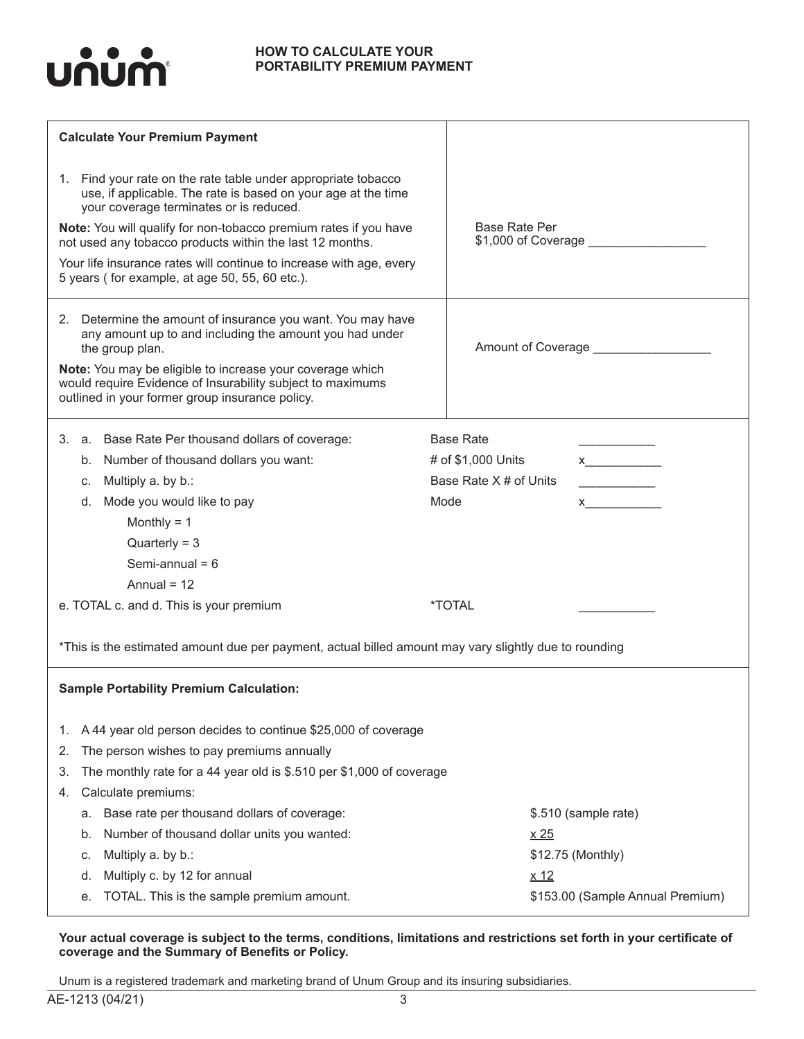unum®

# HOW TO CALCULATE YOUR PORTABILITY PREMIUM PAYMENT

| Calculate Your Premium Payment | |
|---|---|
| 1. Find your rate on the rate table under appropriate tobacco use, if applicable. The rate is based on your age at the time your coverage terminates or is reduced.<br><br>**Note:** You will qualify for non-tobacco premium rates if you have not used any tobacco products within the last 12 months.<br><br>Your life insurance rates will continue to increase with age, every 5 years ( for example, at age 50, 55, 60 etc.). | Base Rate Per $1,000 of Coverage _________________ |
| 2. Determine the amount of insurance you want. You may have any amount up to and including the amount you had under the group plan.<br><br>**Note:** You may be eligible to increase your coverage which would require Evidence of Insurability subject to maximums outlined in your former group insurance policy. | Amount of Coverage _________________ |

3.
   a. Base Rate Per thousand dollars of coverage: — Base Rate ___________
   b. Number of thousand dollars you want: — # of $1,000 Units x___________
   c. Multiply a. by b.: — Base Rate X # of Units ___________
   d. Mode you would like to pay — Mode x___________
      - Monthly = 1
      - Quarterly = 3
      - Semi-annual = 6
      - Annual = 12

e. TOTAL c. and d. This is your premium — *TOTAL ___________

*This is the estimated amount due per payment, actual billed amount may vary slightly due to rounding

**Sample Portability Premium Calculation:**

1. A 44 year old person decides to continue $25,000 of coverage
2. The person wishes to pay premiums annually
3. The monthly rate for a 44 year old is $.510 per $1,000 of coverage
4. Calculate premiums:
   a. Base rate per thousand dollars of coverage: $.510 (sample rate)
   b. Number of thousand dollar units you wanted: x 25
   c. Multiply a. by b.: $12.75 (Monthly)
   d. Multiply c. by 12 for annual x 12
   e. TOTAL. This is the sample premium amount. $153.00 (Sample Annual Premium)

**Your actual coverage is subject to the terms, conditions, limitations and restrictions set forth in your certificate of coverage and the Summary of Benefits or Policy.**

Unum is a registered trademark and marketing brand of Unum Group and its insuring subsidiaries.

AE-1213 (04/21)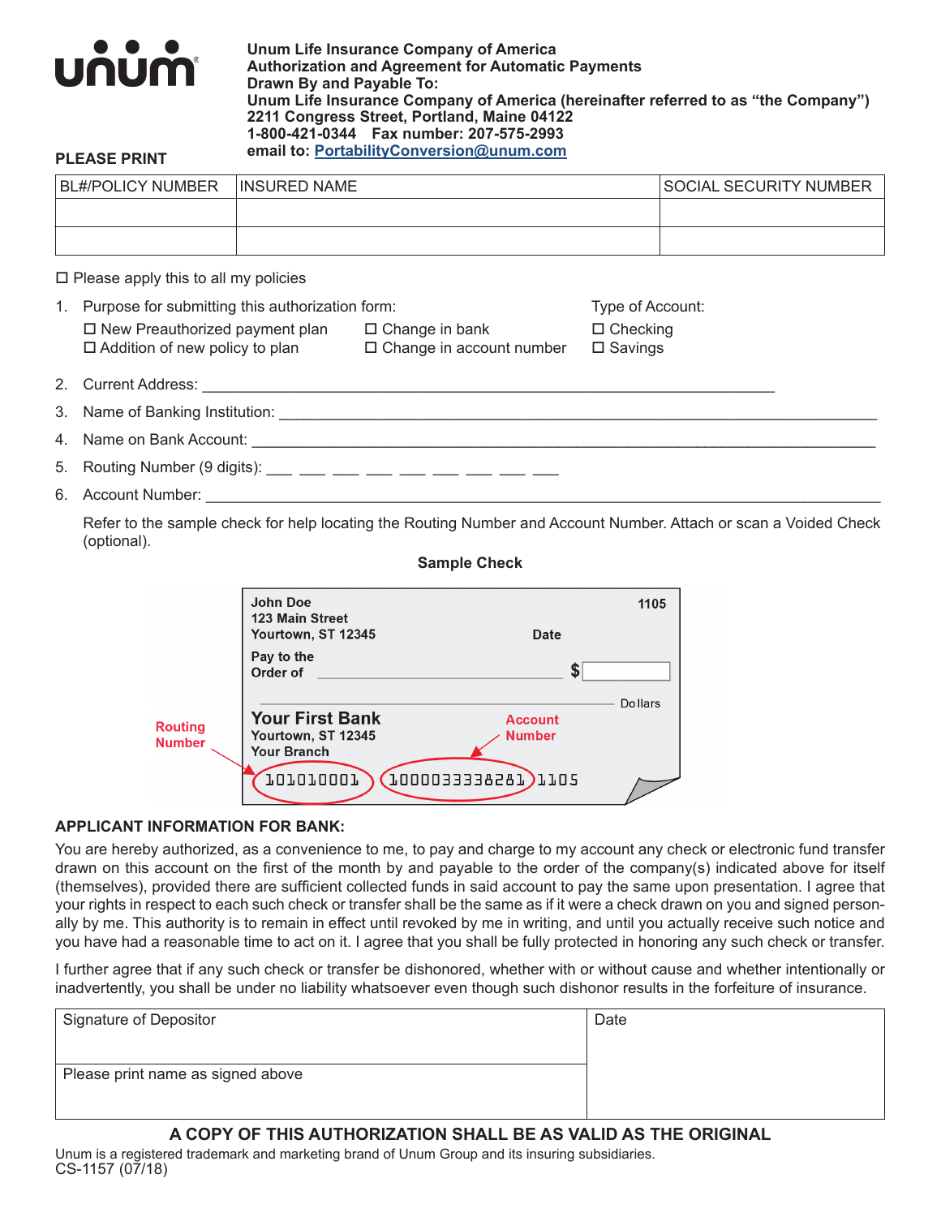Unum Life Insurance Company of America
**Authorization and Agreement for Automatic Payments**
**Drawn By and Payable To:**
**Unum Life Insurance Company of America (hereinafter referred to as "the Company")**
**2211 Congress Street, Portland, Maine 04122**
**1-800-421-0344 Fax number: 207-575-2993**
**email to: PortabilityConversion@unum.com**

**PLEASE PRINT**

| BL#/POLICY NUMBER | INSURED NAME | SOCIAL SECURITY NUMBER |
|---|---|---|
| | | |
| | | |

☐ Please apply this to all my policies

1. Purpose for submitting this authorization form:
   - ☐ New Preauthorized payment plan
   - ☐ Addition of new policy to plan
   - ☐ Change in bank
   - ☐ Change in account number

   Type of Account:
   - ☐ Checking
   - ☐ Savings

2. Current Address: ______________________________________________
3. Name of Banking Institution: ______________________________________________
4. Name on Bank Account: ______________________________________________
5. Routing Number (9 digits): ___ ___ ___ ___ ___ ___ ___ ___ ___
6. Account Number: ______________________________________________

   Refer to the sample check for help locating the Routing Number and Account Number. Attach or scan a Voided Check (optional).

**Sample Check**

John Doe
123 Main Street
Yourtown, ST 12345

1105

Date

Pay to the Order of ______________________ $

Dollars

**Your First Bank**
Yourtown, ST 12345
Your Branch

Routing Number: 101010001
Account Number: 1000033338281
1105

**APPLICANT INFORMATION FOR BANK:**

You are hereby authorized, as a convenience to me, to pay and charge to my account any check or electronic fund transfer drawn on this account on the first of the month by and payable to the order of the company(s) indicated above for itself (themselves), provided there are sufficient collected funds in said account to pay the same upon presentation. I agree that your rights in respect to each such check or transfer shall be the same as if it were a check drawn on you and signed personally by me. This authority is to remain in effect until revoked by me in writing, and until you actually receive such notice and you have had a reasonable time to act on it. I agree that you shall be fully protected in honoring any such check or transfer.

I further agree that if any such check or transfer be dishonored, whether with or without cause and whether intentionally or inadvertently, you shall be under no liability whatsoever even though such dishonor results in the forfeiture of insurance.

| Signature of Depositor | Date |
|---|---|
| Please print name as signed above | |

**A COPY OF THIS AUTHORIZATION SHALL BE AS VALID AS THE ORIGINAL**

Unum is a registered trademark and marketing brand of Unum Group and its insuring subsidiaries.
CS-1157 (07/18)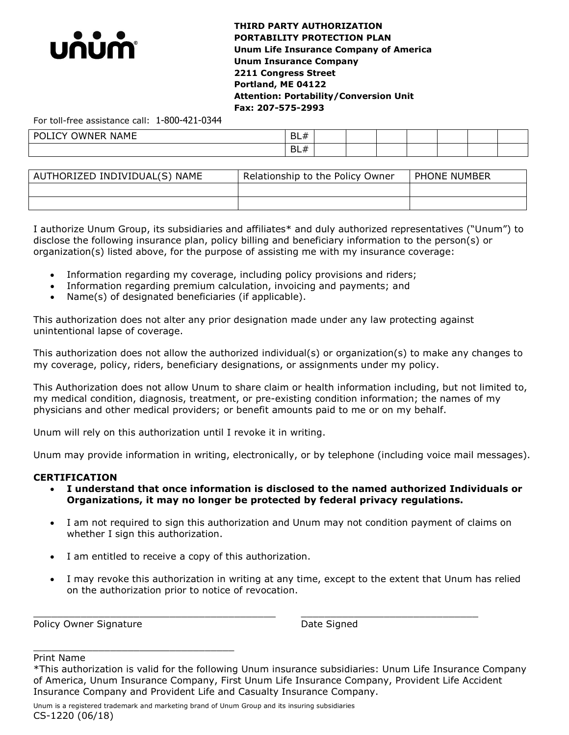unum

**THIRD PARTY AUTHORIZATION**
**PORTABILITY PROTECTION PLAN**
**Unum Life Insurance Company of America**
**Unum Insurance Company**
**2211 Congress Street**
**Portland, ME 04122**
**Attention: Portability/Conversion Unit**
**Fax: 207-575-2993**

For toll-free assistance call: 1-800-421-0344

| POLICY OWNER NAME | BL# | | | | | | | |
|---|---|---|---|---|---|---|---|---|
| | BL# | | | | | | | |

| AUTHORIZED INDIVIDUAL(S) NAME | Relationship to the Policy Owner | PHONE NUMBER |
|---|---|---|
| | | |
| | | |

I authorize Unum Group, its subsidiaries and affiliates* and duly authorized representatives ("Unum") to disclose the following insurance plan, policy billing and beneficiary information to the person(s) or organization(s) listed above, for the purpose of assisting me with my insurance coverage:

- Information regarding my coverage, including policy provisions and riders;
- Information regarding premium calculation, invoicing and payments; and
- Name(s) of designated beneficiaries (if applicable).

This authorization does not alter any prior designation made under any law protecting against unintentional lapse of coverage.

This authorization does not allow the authorized individual(s) or organization(s) to make any changes to my coverage, policy, riders, beneficiary designations, or assignments under my policy.

This Authorization does not allow Unum to share claim or health information including, but not limited to, my medical condition, diagnosis, treatment, or pre-existing condition information; the names of my physicians and other medical providers; or benefit amounts paid to me or on my behalf.

Unum will rely on this authorization until I revoke it in writing.

Unum may provide information in writing, electronically, or by telephone (including voice mail messages).

**CERTIFICATION**

- **I understand that once information is disclosed to the named authorized Individuals or Organizations, it may no longer be protected by federal privacy regulations.**
- I am not required to sign this authorization and Unum may not condition payment of claims on whether I sign this authorization.
- I am entitled to receive a copy of this authorization.
- I may revoke this authorization in writing at any time, except to the extent that Unum has relied on the authorization prior to notice of revocation.

\_\_\_\_\_\_\_\_\_\_\_\_\_\_\_\_\_\_\_\_\_\_\_\_\_\_\_\_\_\_\_\_\_\_\_\_\_\_\_\_\_\_ \_\_\_\_\_\_\_\_\_\_\_\_\_\_\_\_\_\_\_\_\_\_\_\_\_\_\_\_\_\_\_
Policy Owner Signature Date Signed

\_\_\_\_\_\_\_\_\_\_\_\_\_\_\_\_\_\_\_\_\_\_\_\_\_\_\_\_\_\_\_\_\_\_\_
Print Name

*This authorization is valid for the following Unum insurance subsidiaries: Unum Life Insurance Company of America, Unum Insurance Company, First Unum Life Insurance Company, Provident Life Accident Insurance Company and Provident Life and Casualty Insurance Company.

Unum is a registered trademark and marketing brand of Unum Group and its insuring subsidiaries
CS-1220 (06/18)